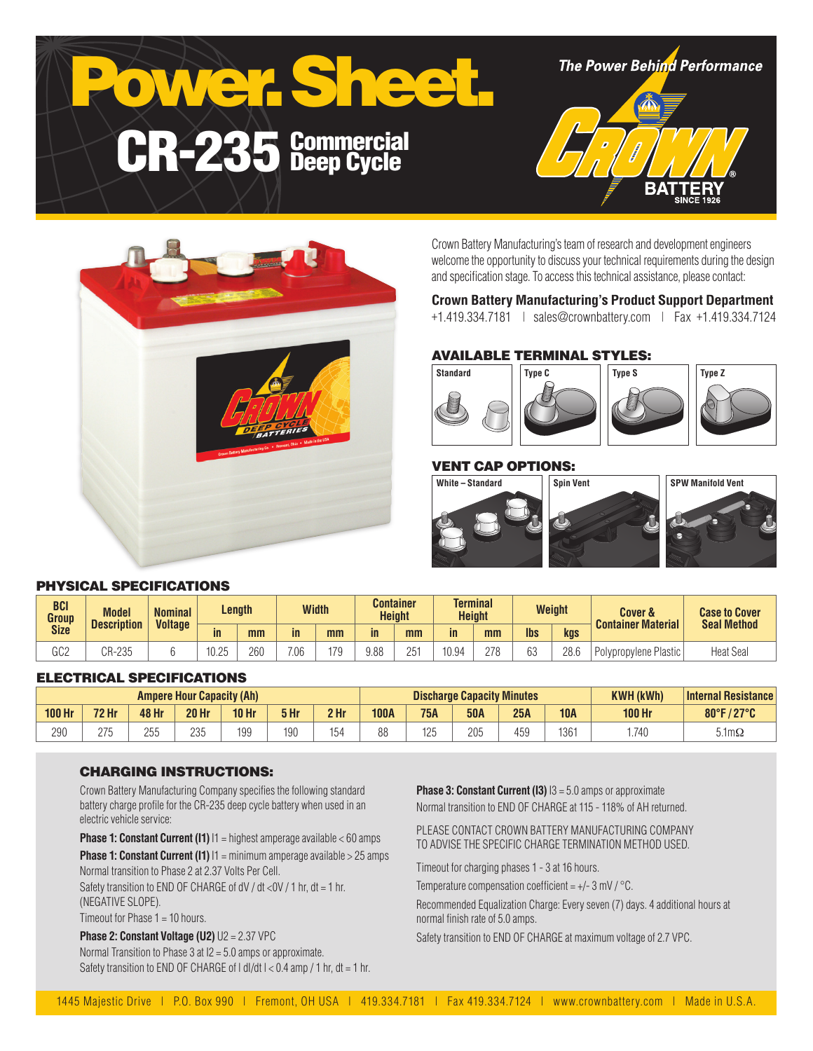# Power. Sheet.

## CR-235 Commercial Deep Cycle

*The Power Behind Performance*

CROWN BATTERY SINCE 1926

Crown Battery Manufacturing's team of research and development engineers welcome the opportunity to discuss your technical requirements during the design and specification stage. To access this technical assistance, please contact:

**Crown Battery Manufacturing's Product Support Department**
+1.419.334.7181 | sales@crownbattery.com | Fax +1.419.334.7124

### AVAILABLE TERMINAL STYLES:

Standard | Type C | Type S | Type Z

### VENT CAP OPTIONS:

White – Standard | Spin Vent | SPW Manifold Vent

### PHYSICAL SPECIFICATIONS

| BCI Group Size | Model Description | Nominal Voltage | Length | | Width | | Container Height | | Terminal Height | | Weight | | Cover & Container Material | Case to Cover Seal Method |
|---|---|---|---|---|---|---|---|---|---|---|---|---|---|---|
| | | | in | mm | in | mm | in | mm | in | mm | lbs | kgs | | |
| GC2 | CR-235 | 6 | 10.25 | 260 | 7.06 | 179 | 9.88 | 251 | 10.94 | 278 | 63 | 28.6 | Polypropylene Plastic | Heat Seal |

### ELECTRICAL SPECIFICATIONS

| Ampere Hour Capacity (Ah) | | | | | | | Discharge Capacity Minutes | | | | | KWH (kWh) | Internal Resistance |
|---|---|---|---|---|---|---|---|---|---|---|---|---|---|
| 100 Hr | 72 Hr | 48 Hr | 20 Hr | 10 Hr | 5 Hr | 2 Hr | 100A | 75A | 50A | 25A | 10A | 100 Hr | 80°F / 27°C |
| 290 | 275 | 255 | 235 | 199 | 190 | 154 | 88 | 125 | 205 | 459 | 1361 | 1.740 | 5.1mΩ |

### CHARGING INSTRUCTIONS:

Crown Battery Manufacturing Company specifies the following standard battery charge profile for the CR-235 deep cycle battery when used in an electric vehicle service:

**Phase 1: Constant Current (I1)** I1 = highest amperage available < 60 amps

**Phase 1: Constant Current (I1)** I1 = minimum amperage available > 25 amps

Normal transition to Phase 2 at 2.37 Volts Per Cell.

Safety transition to END OF CHARGE of dV / dt <0V / 1 hr, dt = 1 hr. (NEGATIVE SLOPE).

Timeout for Phase 1 = 10 hours.

**Phase 2: Constant Voltage (U2)** U2 = 2.37 VPC

Normal Transition to Phase 3 at I2 = 5.0 amps or approximate.

Safety transition to END OF CHARGE of I dI/dt I < 0.4 amp / 1 hr, dt = 1 hr.

**Phase 3: Constant Current (I3)** I3 = 5.0 amps or approximate

Normal transition to END OF CHARGE at 115 - 118% of AH returned.

PLEASE CONTACT CROWN BATTERY MANUFACTURING COMPANY TO ADVISE THE SPECIFIC CHARGE TERMINATION METHOD USED.

Timeout for charging phases 1 - 3 at 16 hours.

Temperature compensation coefficient = +/- 3 mV / °C.

Recommended Equalization Charge: Every seven (7) days. 4 additional hours at normal finish rate of 5.0 amps.

Safety transition to END OF CHARGE at maximum voltage of 2.7 VPC.

1445 Majestic Drive | P.O. Box 990 | Fremont, OH USA | 419.334.7181 | Fax 419.334.7124 | www.crownbattery.com | Made in U.S.A.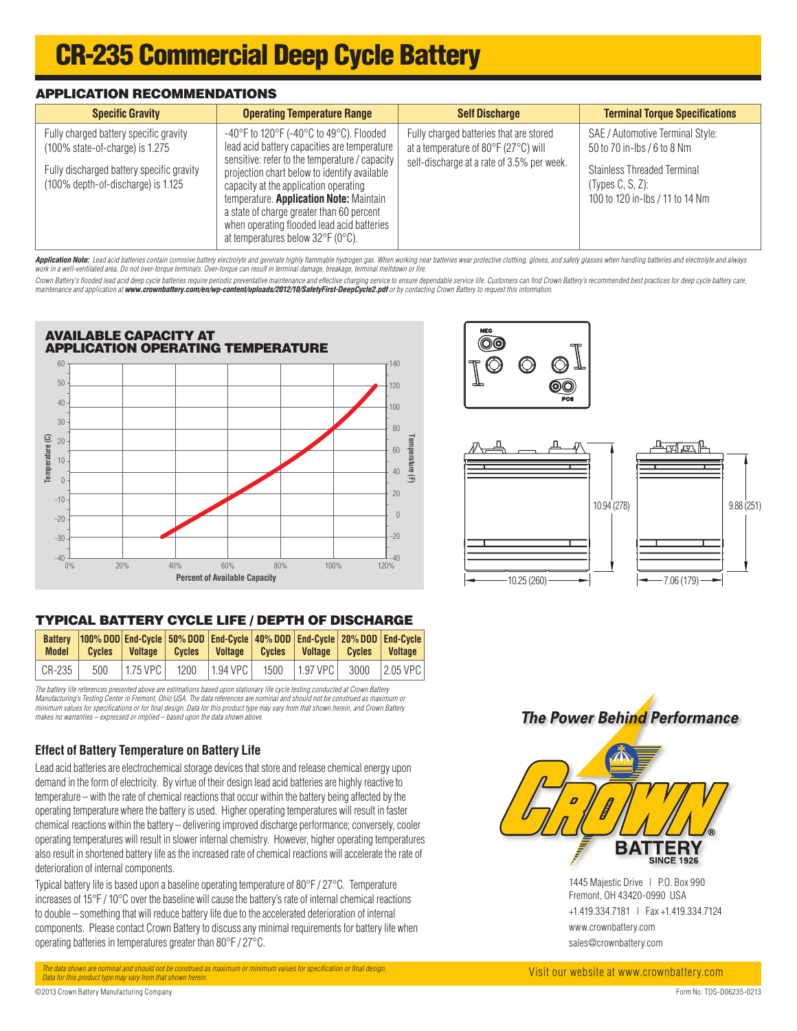# CR-235 Commercial Deep Cycle Battery

## APPLICATION RECOMMENDATIONS

| Specific Gravity | Operating Temperature Range | Self Discharge | Terminal Torque Specifications |
|---|---|---|---|
| Fully charged battery specific gravity (100% state-of-charge) is 1.275<br><br>Fully discharged battery specific gravity (100% depth-of-discharge) is 1.125 | -40°F to 120°F (-40°C to 49°C). Flooded lead acid battery capacities are temperature sensitive: refer to the temperature / capacity projection chart below to identify available capacity at the application operating temperature. **Application Note:** Maintain a state of charge greater than 60 percent when operating flooded lead acid batteries at temperatures below 32°F (0°C). | Fully charged batteries that are stored at a temperature of 80°F (27°C) will self-discharge at a rate of 3.5% per week. | SAE / Automotive Terminal Style: 50 to 70 in-lbs / 6 to 8 Nm<br><br>Stainless Threaded Terminal (Types C, S, Z): 100 to 120 in-lbs / 11 to 14 Nm |

***Application Note:*** *Lead acid batteries contain corrosive battery electrolyte and generate highly flammable hydrogen gas. When working near batteries wear protective clothing, gloves, and safety glasses when handling batteries and electrolyte and always work in a well-ventilated area. Do not over-torque terminals. Over-torque can result in terminal damage, breakage, terminal meltdown or fire.*

*Crown Battery's flooded lead acid deep cycle batteries require periodic preventative maintenance and effective charging service to ensure dependable service life. Customers can find Crown Battery's recommended best practices for deep cycle battery care, maintenance and application at **www.crownbattery.com/en/wp-content/uploads/2012/10/SafetyFirst-DeepCycle2.pdf** or by contacting Crown Battery to request this information.*

### AVAILABLE CAPACITY AT APPLICATION OPERATING TEMPERATURE

Temperature (C): 60, 50, 40, 30, 20, 10, 0, -10, -20, -30, -40
Temperature (F): 140, 120, 100, 80, 60, 40, 20, 0, -20, -40
Percent of Available Capacity: 0%, 20%, 40%, 60%, 80%, 100%, 120%

NEG
POS

10.94 (278)
9.88 (251)
10.25 (260)
7.06 (179)

## TYPICAL BATTERY CYCLE LIFE / DEPTH OF DISCHARGE

| Battery Model | 100% DOD Cycles | End-Cycle Voltage | 50% DOD Cycles | End-Cycle Voltage | 40% DOD Cycles | End-Cycle Voltage | 20% DOD Cycles | End-Cycle Voltage |
|---|---|---|---|---|---|---|---|---|
| CR-235 | 500 | 1.75 VPC | 1200 | 1.94 VPC | 1500 | 1.97 VPC | 3000 | 2.05 VPC |

*The battery life references presented above are estimations based upon stationary life cycle testing conducted at Crown Battery Manufacturing's Testing Center in Fremont, Ohio USA. The data references are nominal and should not be construed as maximum or minimum values for specifications or for final design. Data for this product type may vary from that shown herein, and Crown Battery makes no warranties – expressed or implied – based upon the data shown above.*

### Effect of Battery Temperature on Battery Life

Lead acid batteries are electrochemical storage devices that store and release chemical energy upon demand in the form of electricity. By virtue of their design lead acid batteries are highly reactive to temperature – with the rate of chemical reactions that occur within the battery being affected by the operating temperature where the battery is used. Higher operating temperatures will result in faster chemical reactions within the battery – delivering improved discharge performance; conversely, cooler operating temperatures will result in slower internal chemistry. However, higher operating temperatures also result in shortened battery life as the increased rate of chemical reactions will accelerate the rate of deterioration of internal components.

Typical battery life is based upon a baseline operating temperature of 80°F / 27°C. Temperature increases of 15°F / 10°C over the baseline will cause the battery's rate of internal chemical reactions to double – something that will reduce battery life due to the accelerated deterioration of internal components. Please contact Crown Battery to discuss any minimal requirements for battery life when operating batteries in temperatures greater than 80°F / 27°C.

*The Power Behind Performance*

CROWN BATTERY SINCE 1926

1445 Majestic Drive | P.O. Box 990
Fremont, OH 43420-0990 USA
+1.419.334.7181 | Fax +1.419.334.7124
www.crownbattery.com
sales@crownbattery.com

*The data shown are nominal and should not be construed as maximum or minimum values for specification or final design. Data for this product type may vary from that shown herein.*

Visit our website at www.crownbattery.com

©2013 Crown Battery Manufacturing Company

Form No. TDS-D06235-0213